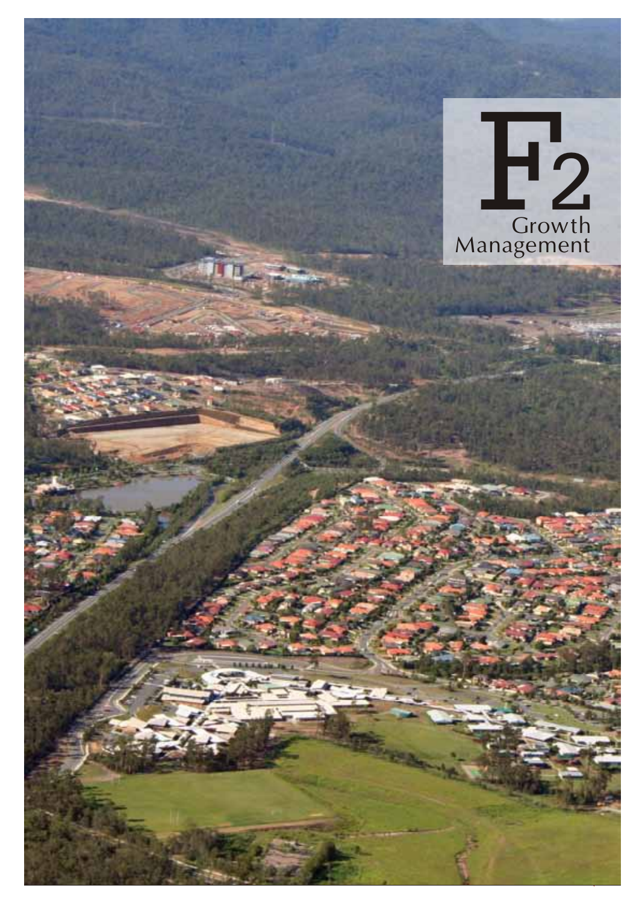# F2 Growth Management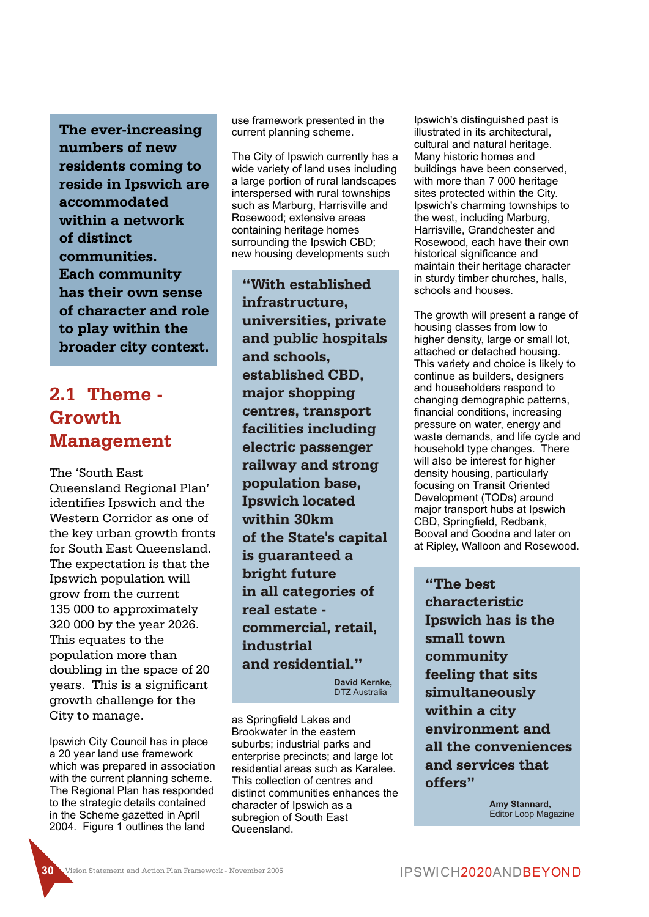**The ever-increasing numbers of new residents coming to reside in Ipswich are accommodated within a network of distinct communities. Each community has their own sense of character and role to play within the broader city context.**

## 2.1 Theme - Growth Management

The 'South East Queensland Regional Plan' identifies Ipswich and the Western Corridor as one of the key urban growth fronts for South East Queensland. The expectation is that the Ipswich population will grow from the current 135 000 to approximately 320 000 by the year 2026. This equates to the population more than doubling in the space of 20 years. This is a significant growth challenge for the City to manage.

Ipswich City Council has in place a 20 year land use framework which was prepared in association with the current planning scheme. The Regional Plan has responded to the strategic details contained in the Scheme gazetted in April 2004. Figure 1 outlines the land use framework presented in the current planning scheme.

The City of Ipswich currently has a wide variety of land uses including a large portion of rural landscapes interspersed with rural townships such as Marburg, Harrisville and Rosewood; extensive areas containing heritage homes surrounding the Ipswich CBD; new housing developments such as Springfield Lakes and Brookwater in the eastern suburbs; industrial parks and enterprise precincts; and large lot residential areas such as Karalee. This collection of centres and distinct communities enhances the character of Ipswich as a subregion of South East Queensland.

> **"With established infrastructure, universities, private and public hospitals and schools, established CBD, major shopping centres, transport facilities including electric passenger railway and strong population base, Ipswich located within 30km of the State's capital is guaranteed a bright future in all categories of real estate - commercial, retail, industrial and residential."**
>
> **David Kernke,** DTZ Australia

Ipswich's distinguished past is illustrated in its architectural, cultural and natural heritage. Many historic homes and buildings have been conserved, with more than 7 000 heritage sites protected within the City. Ipswich's charming townships to the west, including Marburg, Harrisville, Grandchester and Rosewood, each have their own historical significance and maintain their heritage character in sturdy timber churches, halls, schools and houses.

The growth will present a range of housing classes from low to higher density, large or small lot, attached or detached housing. This variety and choice is likely to continue as builders, designers and householders respond to changing demographic patterns, financial conditions, increasing pressure on water, energy and waste demands, and life cycle and household type changes. There will also be interest for higher density housing, particularly focusing on Transit Oriented Development (TODs) around major transport hubs at Ipswich CBD, Springfield, Redbank, Booval and Goodna and later on at Ripley, Walloon and Rosewood.

> **"The best characteristic Ipswich has is the small town community feeling that sits simultaneously within a city environment and all the conveniences and services that offers"**
>
> **Amy Stannard,** Editor Loop Magazine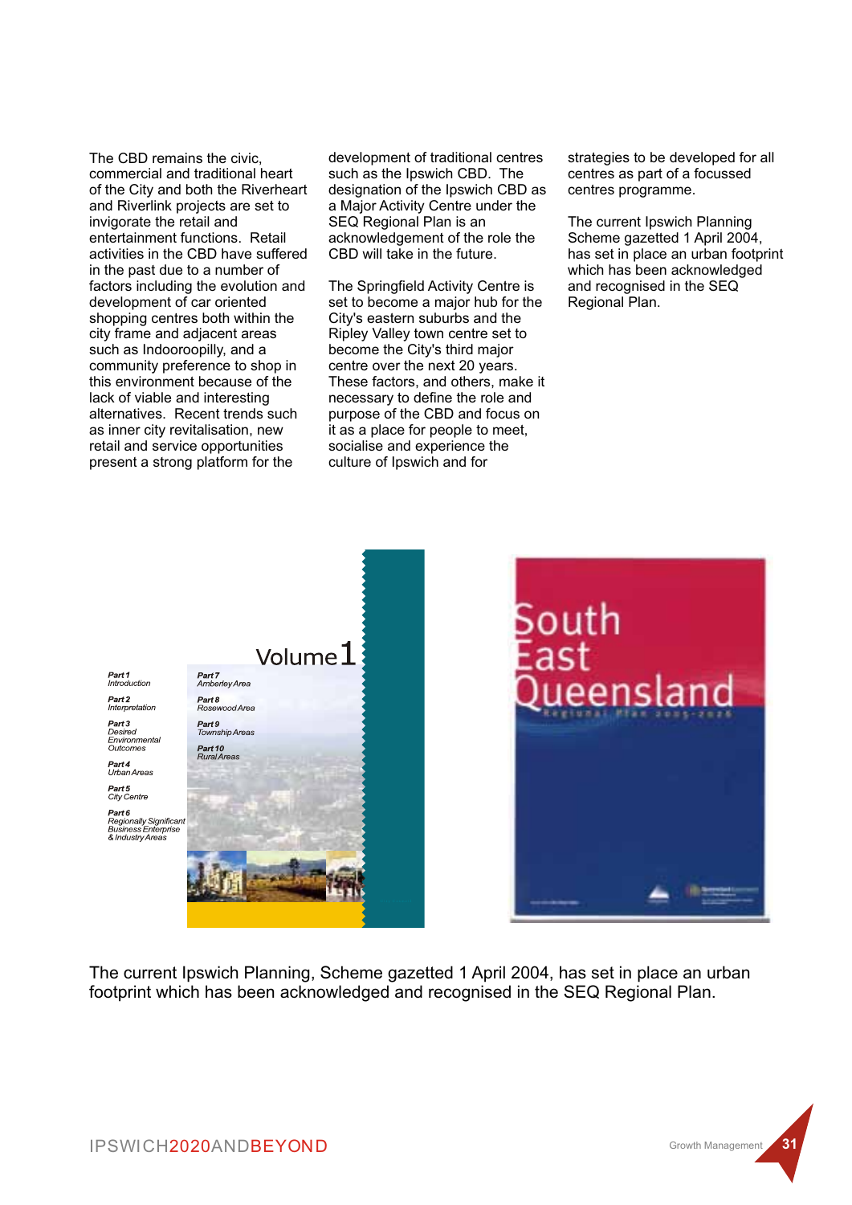The CBD remains the civic, commercial and traditional heart of the City and both the Riverheart and Riverlink projects are set to invigorate the retail and entertainment functions. Retail activities in the CBD have suffered in the past due to a number of factors including the evolution and development of car oriented shopping centres both within the city frame and adjacent areas such as Indooroopilly, and a community preference to shop in this environment because of the lack of viable and interesting alternatives. Recent trends such as inner city revitalisation, new retail and service opportunities present a strong platform for the development of traditional centres such as the Ipswich CBD. The designation of the Ipswich CBD as a Major Activity Centre under the SEQ Regional Plan is an acknowledgement of the role the CBD will take in the future.

The Springfield Activity Centre is set to become a major hub for the City's eastern suburbs and the Ripley Valley town centre set to become the City's third major centre over the next 20 years. These factors, and others, make it necessary to define the role and purpose of the CBD and focus on it as a place for people to meet, socialise and experience the culture of Ipswich and for strategies to be developed for all centres as part of a focussed centres programme.

The current Ipswich Planning Scheme gazetted 1 April 2004, has set in place an urban footprint which has been acknowledged and recognised in the SEQ Regional Plan.

The current Ipswich Planning, Scheme gazetted 1 April 2004, has set in place an urban footprint which has been acknowledged and recognised in the SEQ Regional Plan.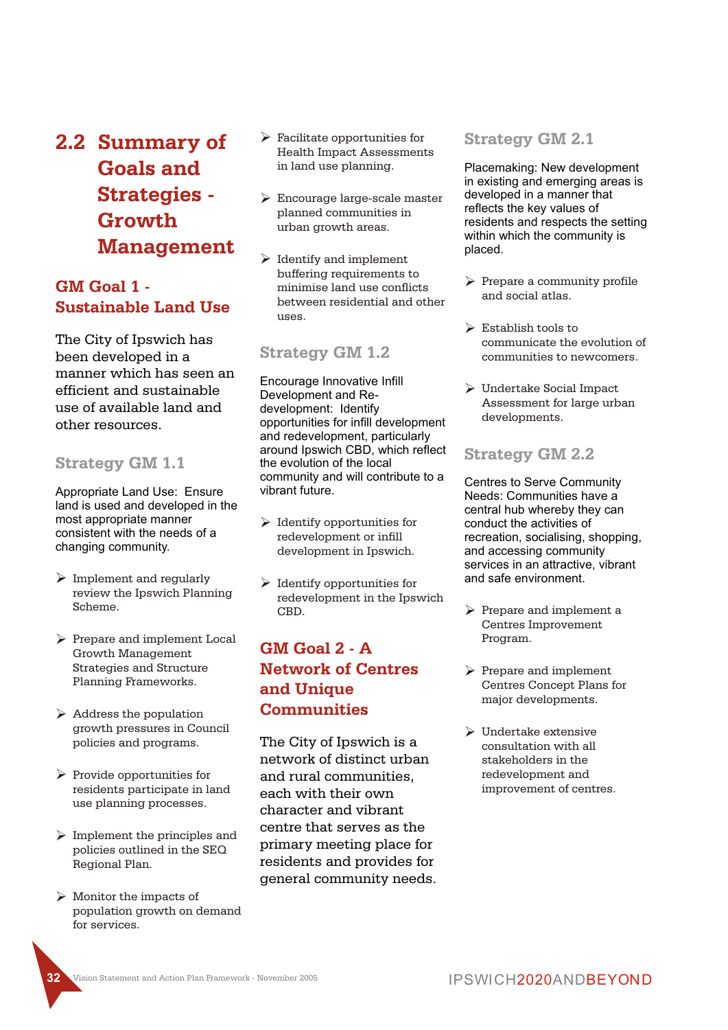## 2.2 Summary of Goals and Strategies - Growth Management

### GM Goal 1 - Sustainable Land Use

The City of Ipswich has been developed in a manner which has seen an efficient and sustainable use of available land and other resources.

#### Strategy GM 1.1

Appropriate Land Use: Ensure land is used and developed in the most appropriate manner consistent with the needs of a changing community.

- Implement and regularly review the Ipswich Planning Scheme.
- Prepare and implement Local Growth Management Strategies and Structure Planning Frameworks.
- Address the population growth pressures in Council policies and programs.
- Provide opportunities for residents participate in land use planning processes.
- Implement the principles and policies outlined in the SEQ Regional Plan.
- Monitor the impacts of population growth on demand for services.
- Facilitate opportunities for Health Impact Assessments in land use planning.
- Encourage large-scale master planned communities in urban growth areas.
- Identify and implement buffering requirements to minimise land use conflicts between residential and other uses.

#### Strategy GM 1.2

Encourage Innovative Infill Development and Re-development: Identify opportunities for infill development and redevelopment, particularly around Ipswich CBD, which reflect the evolution of the local community and will contribute to a vibrant future.

- Identify opportunities for redevelopment or infill development in Ipswich.
- Identify opportunities for redevelopment in the Ipswich CBD.

### GM Goal 2 - A Network of Centres and Unique Communities

The City of Ipswich is a network of distinct urban and rural communities, each with their own character and vibrant centre that serves as the primary meeting place for residents and provides for general community needs.

#### Strategy GM 2.1

Placemaking: New development in existing and emerging areas is developed in a manner that reflects the key values of residents and respects the setting within which the community is placed.

- Prepare a community profile and social atlas.
- Establish tools to communicate the evolution of communities to newcomers.
- Undertake Social Impact Assessment for large urban developments.

#### Strategy GM 2.2

Centres to Serve Community Needs: Communities have a central hub whereby they can conduct the activities of recreation, socialising, shopping, and accessing community services in an attractive, vibrant and safe environment.

- Prepare and implement a Centres Improvement Program.
- Prepare and implement Centres Concept Plans for major developments.
- Undertake extensive consultation with all stakeholders in the redevelopment and improvement of centres.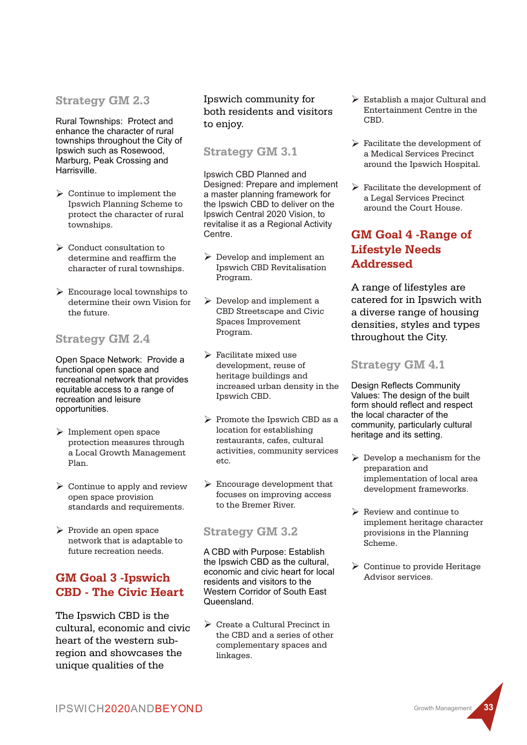### Strategy GM 2.3

Rural Townships: Protect and enhance the character of rural townships throughout the City of Ipswich such as Rosewood, Marburg, Peak Crossing and Harrisville.

- Continue to implement the Ipswich Planning Scheme to protect the character of rural townships.
- Conduct consultation to determine and reaffirm the character of rural townships.
- Encourage local townships to determine their own Vision for the future.

### Strategy GM 2.4

Open Space Network: Provide a functional open space and recreational network that provides equitable access to a range of recreation and leisure opportunities.

- Implement open space protection measures through a Local Growth Management Plan.
- Continue to apply and review open space provision standards and requirements.
- Provide an open space network that is adaptable to future recreation needs.

## GM Goal 3 -Ipswich CBD - The Civic Heart

The Ipswich CBD is the cultural, economic and civic heart of the western sub-region and showcases the unique qualities of the Ipswich community for both residents and visitors to enjoy.

### Strategy GM 3.1

Ipswich CBD Planned and Designed: Prepare and implement a master planning framework for the Ipswich CBD to deliver on the Ipswich Central 2020 Vision, to revitalise it as a Regional Activity Centre.

- Develop and implement an Ipswich CBD Revitalisation Program.
- Develop and implement a CBD Streetscape and Civic Spaces Improvement Program.
- Facilitate mixed use development, reuse of heritage buildings and increased urban density in the Ipswich CBD.
- Promote the Ipswich CBD as a location for establishing restaurants, cafes, cultural activities, community services etc.
- Encourage development that focuses on improving access to the Bremer River.

### Strategy GM 3.2

A CBD with Purpose: Establish the Ipswich CBD as the cultural, economic and civic heart for local residents and visitors to the Western Corridor of South East Queensland.

- Create a Cultural Precinct in the CBD and a series of other complementary spaces and linkages.
- Establish a major Cultural and Entertainment Centre in the CBD.
- Facilitate the development of a Medical Services Precinct around the Ipswich Hospital.
- Facilitate the development of a Legal Services Precinct around the Court House.

## GM Goal 4 -Range of Lifestyle Needs Addressed

A range of lifestyles are catered for in Ipswich with a diverse range of housing densities, styles and types throughout the City.

### Strategy GM 4.1

Design Reflects Community Values: The design of the built form should reflect and respect the local character of the community, particularly cultural heritage and its setting.

- Develop a mechanism for the preparation and implementation of local area development frameworks.
- Review and continue to implement heritage character provisions in the Planning Scheme.
- Continue to provide Heritage Advisor services.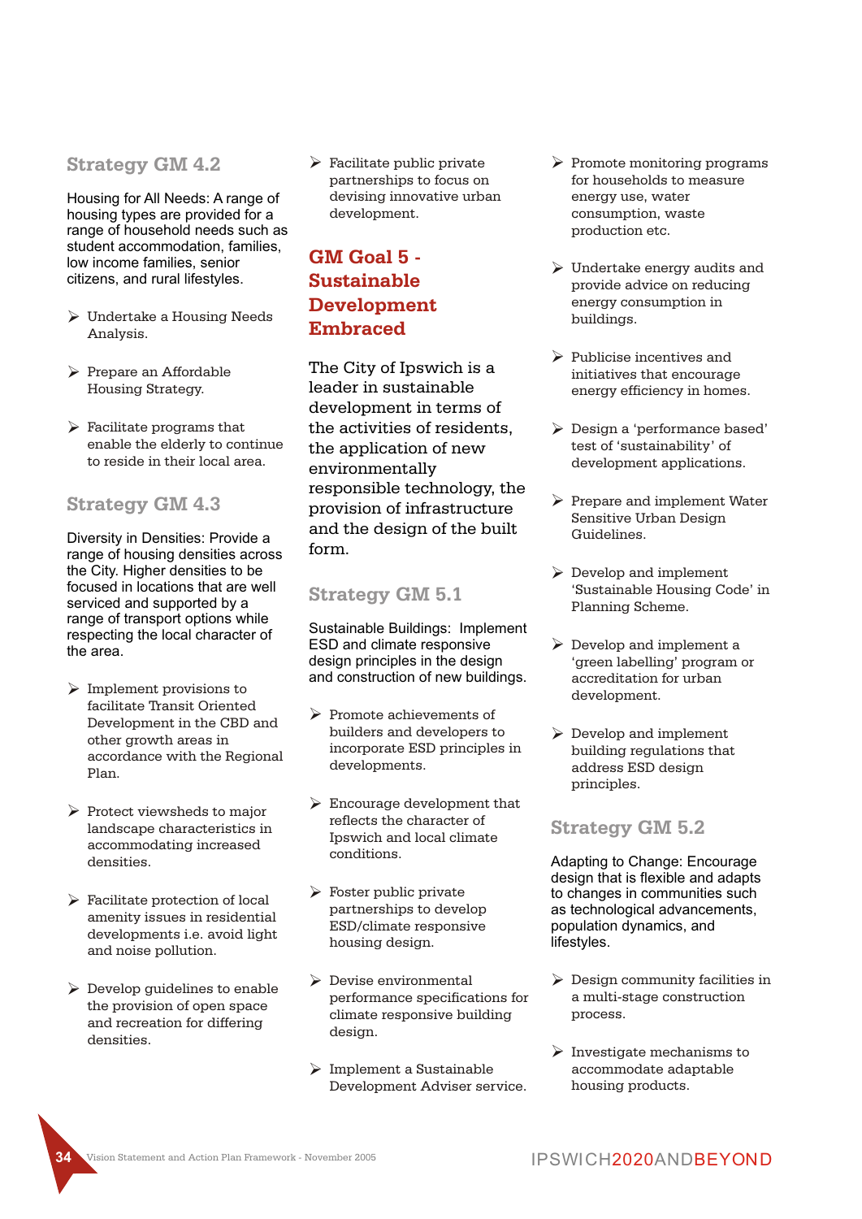## Strategy GM 4.2

Housing for All Needs: A range of housing types are provided for a range of household needs such as student accommodation, families, low income families, senior citizens, and rural lifestyles.

- Undertake a Housing Needs Analysis.
- Prepare an Affordable Housing Strategy.
- Facilitate programs that enable the elderly to continue to reside in their local area.

## Strategy GM 4.3

Diversity in Densities: Provide a range of housing densities across the City. Higher densities to be focused in locations that are well serviced and supported by a range of transport options while respecting the local character of the area.

- Implement provisions to facilitate Transit Oriented Development in the CBD and other growth areas in accordance with the Regional Plan.
- Protect viewsheds to major landscape characteristics in accommodating increased densities.
- Facilitate protection of local amenity issues in residential developments i.e. avoid light and noise pollution.
- Develop guidelines to enable the provision of open space and recreation for differing densities.
- Facilitate public private partnerships to focus on devising innovative urban development.

# GM Goal 5 - Sustainable Development Embraced

The City of Ipswich is a leader in sustainable development in terms of the activities of residents, the application of new environmentally responsible technology, the provision of infrastructure and the design of the built form.

## Strategy GM 5.1

Sustainable Buildings: Implement ESD and climate responsive design principles in the design and construction of new buildings.

- Promote achievements of builders and developers to incorporate ESD principles in developments.
- Encourage development that reflects the character of Ipswich and local climate conditions.
- Foster public private partnerships to develop ESD/climate responsive housing design.
- Devise environmental performance specifications for climate responsive building design.
- Implement a Sustainable Development Adviser service.
- Promote monitoring programs for households to measure energy use, water consumption, waste production etc.
- Undertake energy audits and provide advice on reducing energy consumption in buildings.
- Publicise incentives and initiatives that encourage energy efficiency in homes.
- Design a 'performance based' test of 'sustainability' of development applications.
- Prepare and implement Water Sensitive Urban Design Guidelines.
- Develop and implement 'Sustainable Housing Code' in Planning Scheme.
- Develop and implement a 'green labelling' program or accreditation for urban development.
- Develop and implement building regulations that address ESD design principles.

## Strategy GM 5.2

Adapting to Change: Encourage design that is flexible and adapts to changes in communities such as technological advancements, population dynamics, and lifestyles.

- Design community facilities in a multi-stage construction process.
- Investigate mechanisms to accommodate adaptable housing products.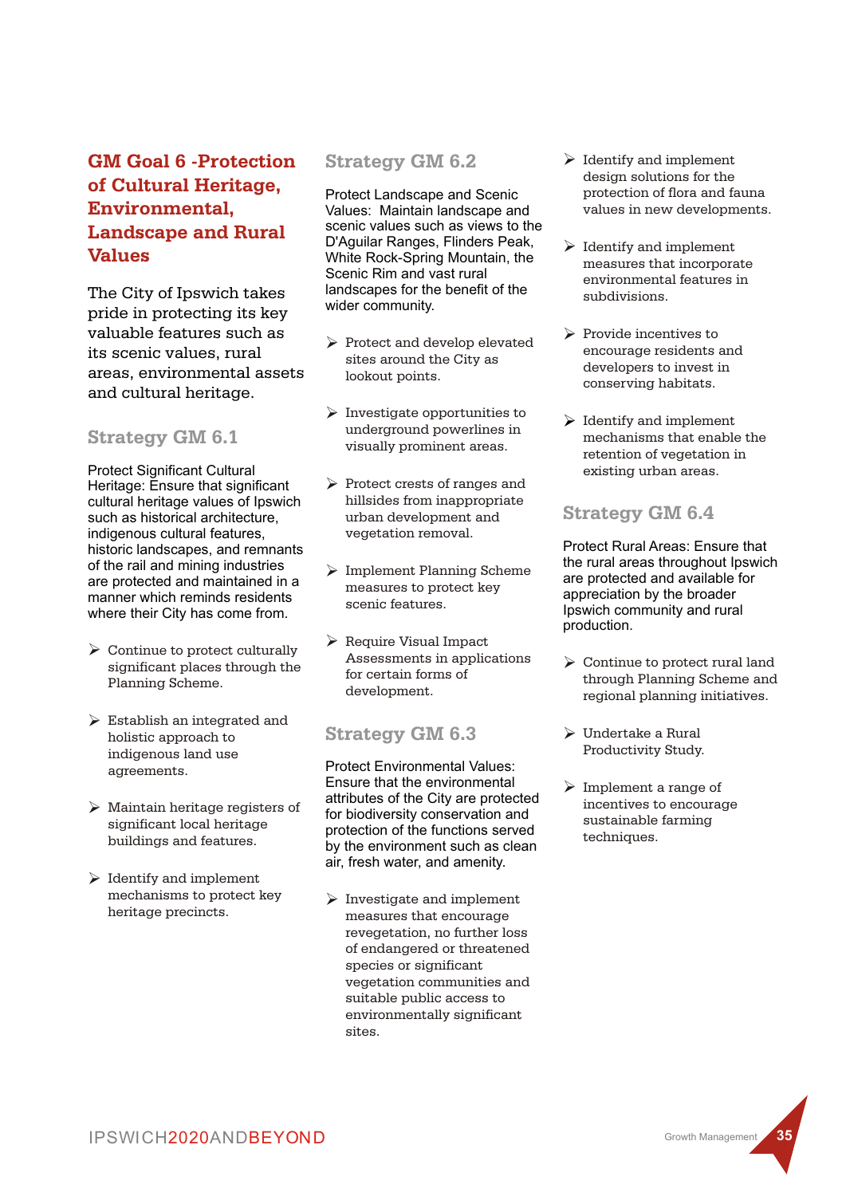## GM Goal 6 -Protection of Cultural Heritage, Environmental, Landscape and Rural Values

The City of Ipswich takes pride in protecting its key valuable features such as its scenic values, rural areas, environmental assets and cultural heritage.

### Strategy GM 6.1

Protect Significant Cultural Heritage: Ensure that significant cultural heritage values of Ipswich such as historical architecture, indigenous cultural features, historic landscapes, and remnants of the rail and mining industries are protected and maintained in a manner which reminds residents where their City has come from.

- Continue to protect culturally significant places through the Planning Scheme.
- Establish an integrated and holistic approach to indigenous land use agreements.
- Maintain heritage registers of significant local heritage buildings and features.
- Identify and implement mechanisms to protect key heritage precincts.

### Strategy GM 6.2

Protect Landscape and Scenic Values: Maintain landscape and scenic values such as views to the D'Aguilar Ranges, Flinders Peak, White Rock-Spring Mountain, the Scenic Rim and vast rural landscapes for the benefit of the wider community.

- Protect and develop elevated sites around the City as lookout points.
- Investigate opportunities to underground powerlines in visually prominent areas.
- Protect crests of ranges and hillsides from inappropriate urban development and vegetation removal.
- Implement Planning Scheme measures to protect key scenic features.
- Require Visual Impact Assessments in applications for certain forms of development.

### Strategy GM 6.3

Protect Environmental Values: Ensure that the environmental attributes of the City are protected for biodiversity conservation and protection of the functions served by the environment such as clean air, fresh water, and amenity.

- Investigate and implement measures that encourage revegetation, no further loss of endangered or threatened species or significant vegetation communities and suitable public access to environmentally significant sites.
- Identify and implement design solutions for the protection of flora and fauna values in new developments.
- Identify and implement measures that incorporate environmental features in subdivisions.
- Provide incentives to encourage residents and developers to invest in conserving habitats.
- Identify and implement mechanisms that enable the retention of vegetation in existing urban areas.

### Strategy GM 6.4

Protect Rural Areas: Ensure that the rural areas throughout Ipswich are protected and available for appreciation by the broader Ipswich community and rural production.

- Continue to protect rural land through Planning Scheme and regional planning initiatives.
- Undertake a Rural Productivity Study.
- Implement a range of incentives to encourage sustainable farming techniques.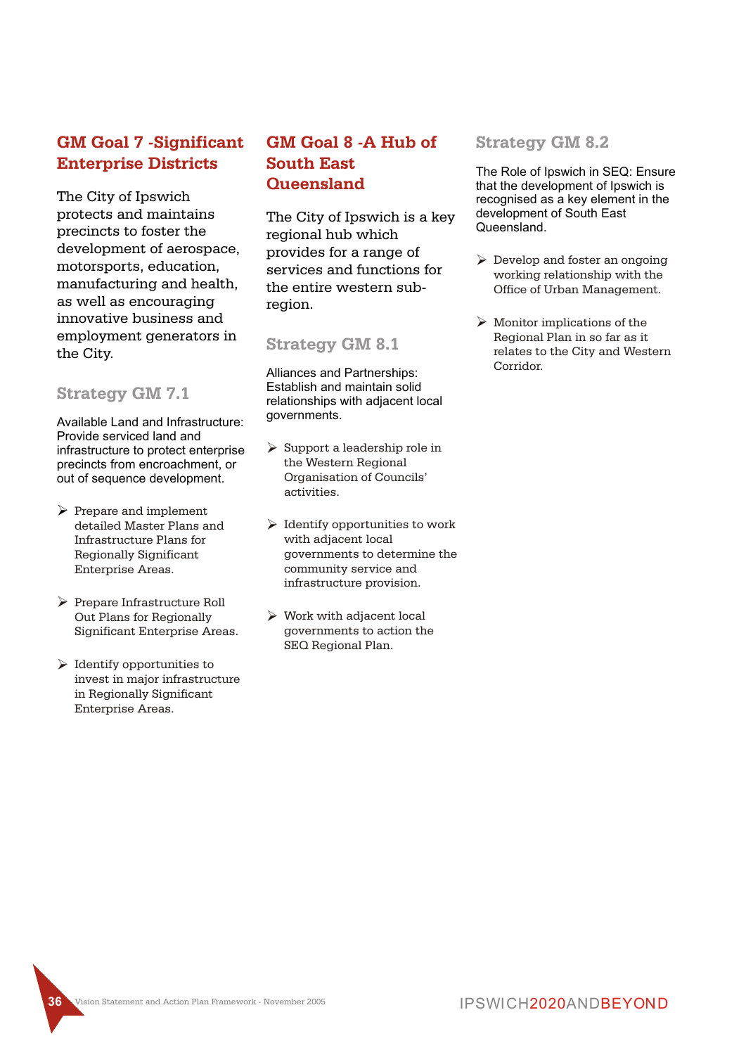## GM Goal 7 -Significant Enterprise Districts

The City of Ipswich protects and maintains precincts to foster the development of aerospace, motorsports, education, manufacturing and health, as well as encouraging innovative business and employment generators in the City.

### Strategy GM 7.1

Available Land and Infrastructure: Provide serviced land and infrastructure to protect enterprise precincts from encroachment, or out of sequence development.

- Prepare and implement detailed Master Plans and Infrastructure Plans for Regionally Significant Enterprise Areas.
- Prepare Infrastructure Roll Out Plans for Regionally Significant Enterprise Areas.
- Identify opportunities to invest in major infrastructure in Regionally Significant Enterprise Areas.

## GM Goal 8 -A Hub of South East Queensland

The City of Ipswich is a key regional hub which provides for a range of services and functions for the entire western sub-region.

### Strategy GM 8.1

Alliances and Partnerships: Establish and maintain solid relationships with adjacent local governments.

- Support a leadership role in the Western Regional Organisation of Councils' activities.
- Identify opportunities to work with adjacent local governments to determine the community service and infrastructure provision.
- Work with adjacent local governments to action the SEQ Regional Plan.

### Strategy GM 8.2

The Role of Ipswich in SEQ: Ensure that the development of Ipswich is recognised as a key element in the development of South East Queensland.

- Develop and foster an ongoing working relationship with the Office of Urban Management.
- Monitor implications of the Regional Plan in so far as it relates to the City and Western Corridor.